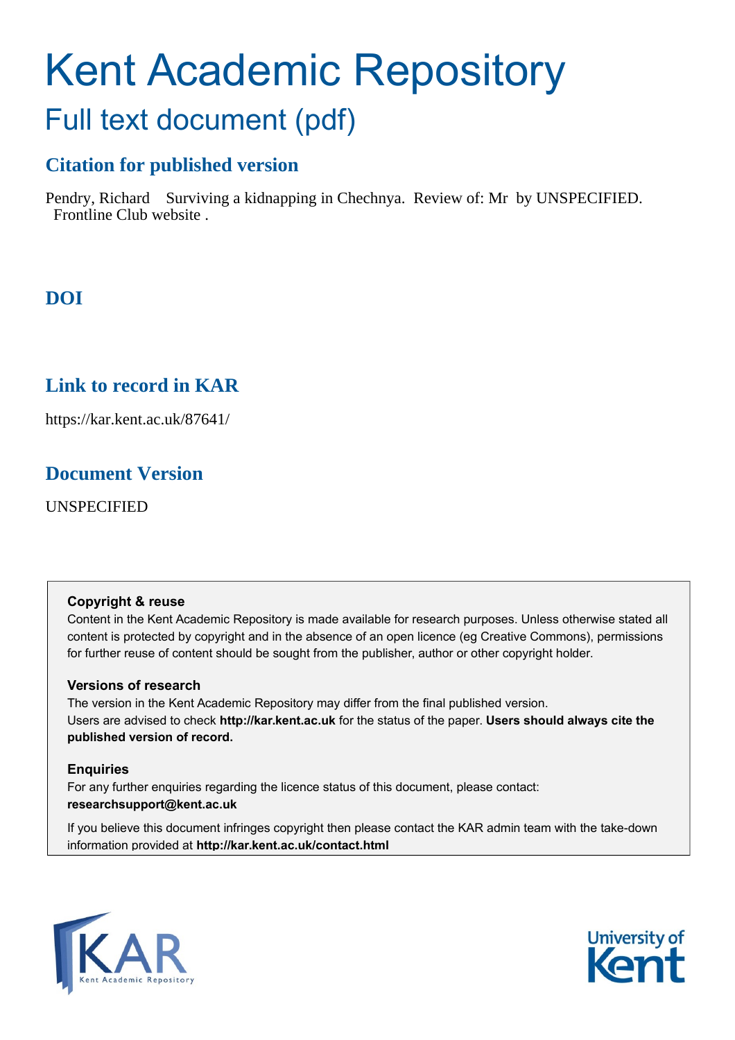# Kent Academic Repository

## Full text document (pdf)

### Citation for published version

Pendry, Richard   Surviving a kidnapping in Chechnya.  Review of: Mr  by UNSPECIFIED.  Frontline Club website .

### DOI

### Link to record in KAR

https://kar.kent.ac.uk/87641/

### Document Version

UNSPECIFIED

**Copyright & reuse**

Content in the Kent Academic Repository is made available for research purposes. Unless otherwise stated all content is protected by copyright and in the absence of an open licence (eg Creative Commons), permissions for further reuse of content should be sought from the publisher, author or other copyright holder.

**Versions of research**

The version in the Kent Academic Repository may differ from the final published version. Users are advised to check **http://kar.kent.ac.uk** for the status of the paper. **Users should always cite the published version of record.**

**Enquiries**

For any further enquiries regarding the licence status of this document, please contact: **researchsupport@kent.ac.uk**

If you believe this document infringes copyright then please contact the KAR admin team with the take-down information provided at **http://kar.kent.ac.uk/contact.html**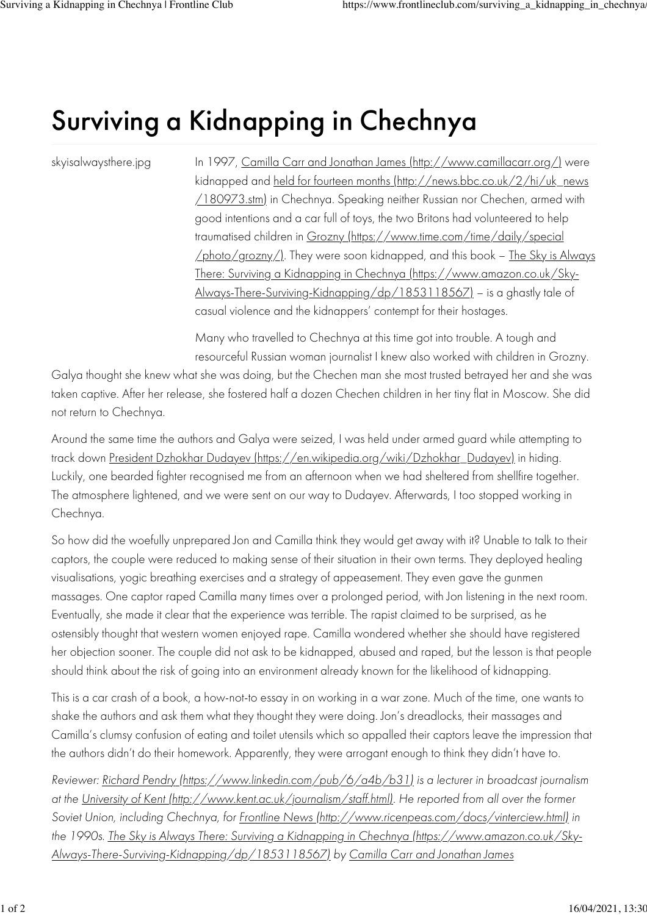# Surviving a Kidnapping in Chechnya

skyisalwaysthere.jpg

In 1997, Camilla Carr and Jonathan James (http://www.camillacarr.org/) were kidnapped and held for fourteen months (http://news.bbc.co.uk/2/hi/uk_news/180973.stm) in Chechnya. Speaking neither Russian nor Chechen, armed with good intentions and a car full of toys, the two Britons had volunteered to help traumatised children in Grozny (https://www.time.com/time/daily/special/photo/grozny/). They were soon kidnapped, and this book – The Sky is Always There: Surviving a Kidnapping in Chechnya (https://www.amazon.co.uk/Sky-Always-There-Surviving-Kidnapping/dp/1853118567) – is a ghastly tale of casual violence and the kidnappers' contempt for their hostages.

Many who travelled to Chechnya at this time got into trouble. A tough and resourceful Russian woman journalist I knew also worked with children in Grozny. Galya thought she knew what she was doing, but the Chechen man she most trusted betrayed her and she was taken captive. After her release, she fostered half a dozen Chechen children in her tiny flat in Moscow. She did not return to Chechnya.

Around the same time the authors and Galya were seized, I was held under armed guard while attempting to track down President Dzhokhar Dudayev (https://en.wikipedia.org/wiki/Dzhokhar_Dudayev) in hiding. Luckily, one bearded fighter recognised me from an afternoon when we had sheltered from shellfire together. The atmosphere lightened, and we were sent on our way to Dudayev. Afterwards, I too stopped working in Chechnya.

So how did the woefully unprepared Jon and Camilla think they would get away with it? Unable to talk to their captors, the couple were reduced to making sense of their situation in their own terms. They deployed healing visualisations, yogic breathing exercises and a strategy of appeasement. They even gave the gunmen massages. One captor raped Camilla many times over a prolonged period, with Jon listening in the next room. Eventually, she made it clear that the experience was terrible. The rapist claimed to be surprised, as he ostensibly thought that western women enjoyed rape. Camilla wondered whether she should have registered her objection sooner. The couple did not ask to be kidnapped, abused and raped, but the lesson is that people should think about the risk of going into an environment already known for the likelihood of kidnapping.

This is a car crash of a book, a how-not-to essay in on working in a war zone. Much of the time, one wants to shake the authors and ask them what they thought they were doing. Jon's dreadlocks, their massages and Camilla's clumsy confusion of eating and toilet utensils which so appalled their captors leave the impression that the authors didn't do their homework. Apparently, they were arrogant enough to think they didn't have to.

*Reviewer: Richard Pendry (https://www.linkedin.com/pub/6/a4b/b31) is a lecturer in broadcast journalism at the University of Kent (http://www.kent.ac.uk/journalism/staff.html). He reported from all over the former Soviet Union, including Chechnya, for Frontline News (http://www.ricenpeas.com/docs/vinterciew.html) in the 1990s. The Sky is Always There: Surviving a Kidnapping in Chechnya (https://www.amazon.co.uk/Sky-Always-There-Surviving-Kidnapping/dp/1853118567) by Camilla Carr and Jonathan James*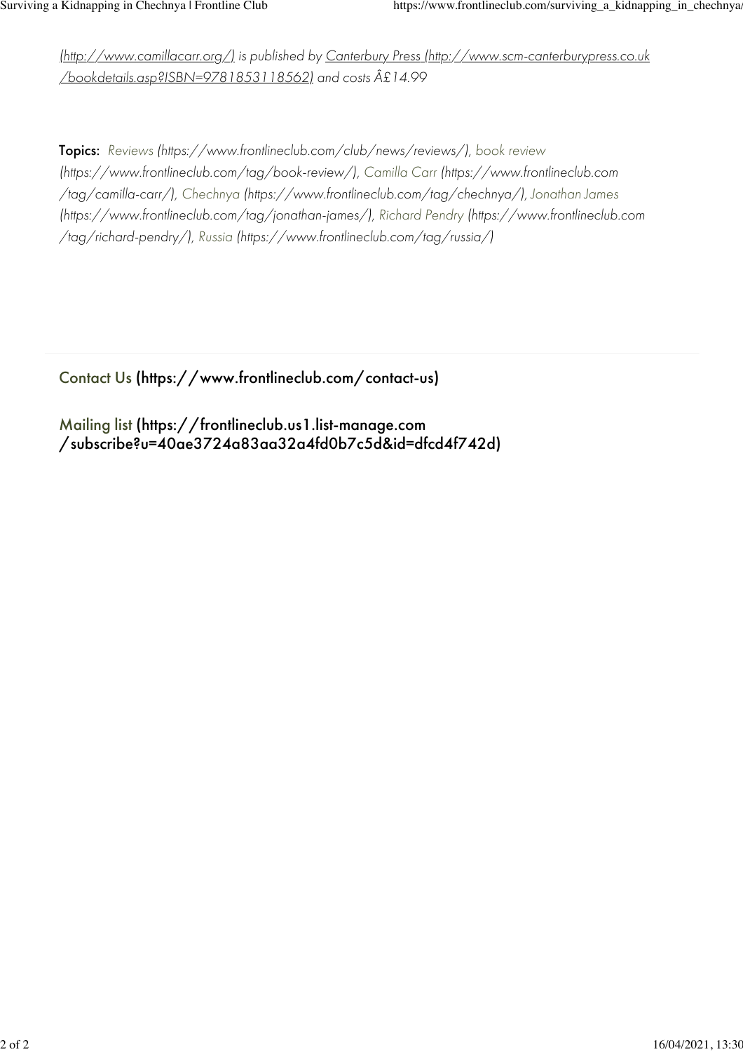*(http://www.camillacarr.org/) is published by Canterbury Press (http://www.scm-canterburypress.co.uk/bookdetails.asp?ISBN=9781853118562) and costs Â£14.99*

**Topics:** *Reviews (https://www.frontlineclub.com/club/news/reviews/), book review (https://www.frontlineclub.com/tag/book-review/), Camilla Carr (https://www.frontlineclub.com/tag/camilla-carr/), Chechnya (https://www.frontlineclub.com/tag/chechnya/), Jonathan James (https://www.frontlineclub.com/tag/jonathan-james/), Richard Pendry (https://www.frontlineclub.com/tag/richard-pendry/), Russia (https://www.frontlineclub.com/tag/russia/)*

Contact Us (https://www.frontlineclub.com/contact-us)

Mailing list (https://frontlineclub.us1.list-manage.com/subscribe?u=40ae3724a83aa32a4fd0b7c5d&id=dfcd4f742d)